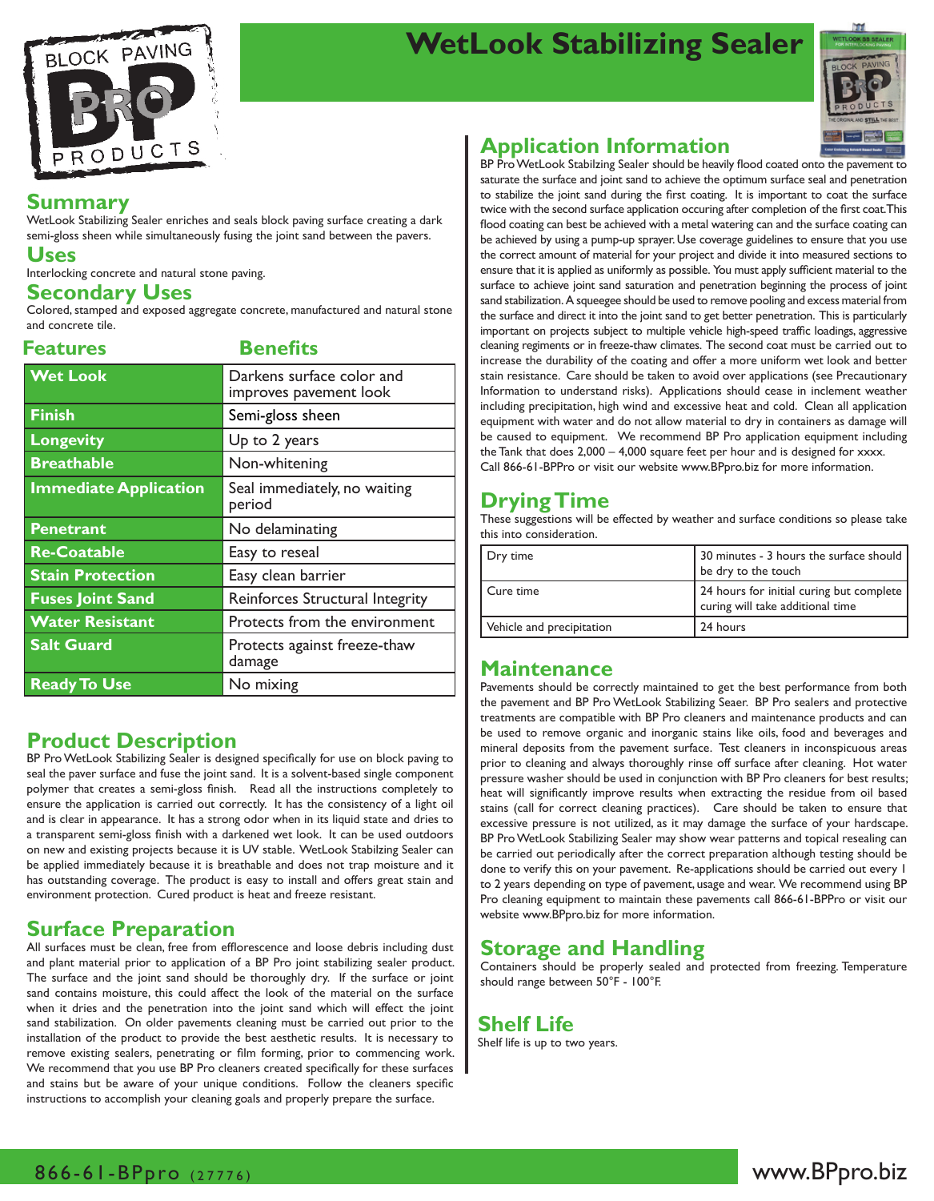# WetLook Stabilizing Sealer

## Summary

WetLook Stabilizing Sealer enriches and seals block paving surface creating a dark semi-gloss sheen while simultaneously fusing the joint sand between the pavers.

## Uses

Interlocking concrete and natural stone paving.

## Secondary Uses

Colored, stamped and exposed aggregate concrete, manufactured and natural stone and concrete tile.

| Features | Benefits |
|---|---|
| Wet Look | Darkens surface color and improves pavement look |
| Finish | Semi-gloss sheen |
| Longevity | Up to 2 years |
| Breathable | Non-whitening |
| Immediate Application | Seal immediately, no waiting period |
| Penetrant | No delaminating |
| Re-Coatable | Easy to reseal |
| Stain Protection | Easy clean barrier |
| Fuses Joint Sand | Reinforces Structural Integrity |
| Water Resistant | Protects from the environment |
| Salt Guard | Protects against freeze-thaw damage |
| Ready To Use | No mixing |

## Product Description

BP Pro WetLook Stabilizing Sealer is designed specifically for use on block paving to seal the paver surface and fuse the joint sand. It is a solvent-based single component polymer that creates a semi-gloss finish. Read all the instructions completely to ensure the application is carried out correctly. It has the consistency of a light oil and is clear in appearance. It has a strong odor when in its liquid state and dries to a transparent semi-gloss finish with a darkened wet look. It can be used outdoors on new and existing projects because it is UV stable. WetLook Stabilzing Sealer can be applied immediately because it is breathable and does not trap moisture and it has outstanding coverage. The product is easy to install and offers great stain and environment protection. Cured product is heat and freeze resistant.

## Surface Preparation

All surfaces must be clean, free from efflorescence and loose debris including dust and plant material prior to application of a BP Pro joint stabilizing sealer product. The surface and the joint sand should be thoroughly dry. If the surface or joint sand contains moisture, this could affect the look of the material on the surface when it dries and the penetration into the joint sand which will effect the joint sand stabilization. On older pavements cleaning must be carried out prior to the installation of the product to provide the best aesthetic results. It is necessary to remove existing sealers, penetrating or film forming, prior to commencing work. We recommend that you use BP Pro cleaners created specifically for these surfaces and stains but be aware of your unique conditions. Follow the cleaners specific instructions to accomplish your cleaning goals and properly prepare the surface.

## Application Information

BP Pro WetLook Stabilzing Sealer should be heavily flood coated onto the pavement to saturate the surface and joint sand to achieve the optimum surface seal and penetration to stabilize the joint sand during the first coating. It is important to coat the surface twice with the second surface application occuring after completion of the first coat. This flood coating can best be achieved with a metal watering can and the surface coating can be achieved by using a pump-up sprayer. Use coverage guidelines to ensure that you use the correct amount of material for your project and divide it into measured sections to ensure that it is applied as uniformly as possible. You must apply sufficient material to the surface to achieve joint sand saturation and penetration beginning the process of joint sand stabilization. A squeegee should be used to remove pooling and excess material from the surface and direct it into the joint sand to get better penetration. This is particularly important on projects subject to multiple vehicle high-speed traffic loadings, aggressive cleaning regiments or in freeze-thaw climates. The second coat must be carried out to increase the durability of the coating and offer a more uniform wet look and better stain resistance. Care should be taken to avoid over applications (see Precautionary Information to understand risks). Applications should cease in inclement weather including precipitation, high wind and excessive heat and cold. Clean all application equipment with water and do not allow material to dry in containers as damage will be caused to equipment. We recommend BP Pro application equipment including the Tank that does 2,000 – 4,000 square feet per hour and is designed for xxxx. Call 866-61-BPPro or visit our website www.BPpro.biz for more information.

## Drying Time

These suggestions will be effected by weather and surface conditions so please take this into consideration.

| | |
|---|---|
| Dry time | 30 minutes - 3 hours the surface should be dry to the touch |
| Cure time | 24 hours for initial curing but complete curing will take additional time |
| Vehicle and precipitation | 24 hours |

## Maintenance

Pavements should be correctly maintained to get the best performance from both the pavement and BP Pro WetLook Stabilizing Seaer. BP Pro sealers and protective treatments are compatible with BP Pro cleaners and maintenance products and can be used to remove organic and inorganic stains like oils, food and beverages and mineral deposits from the pavement surface. Test cleaners in inconspicuous areas prior to cleaning and always thoroughly rinse off surface after cleaning. Hot water pressure washer should be used in conjunction with BP Pro cleaners for best results; heat will significantly improve results when extracting the residue from oil based stains (call for correct cleaning practices). Care should be taken to ensure that excessive pressure is not utilized, as it may damage the surface of your hardscape. BP Pro WetLook Stabilizing Sealer may show wear patterns and topical resealing can be carried out periodically after the correct preparation although testing should be done to verify this on your pavement. Re-applications should be carried out every 1 to 2 years depending on type of pavement, usage and wear. We recommend using BP Pro cleaning equipment to maintain these pavements call 866-61-BPPro or visit our website www.BPpro.biz for more information.

## Storage and Handling

Containers should be properly sealed and protected from freezing. Temperature should range between 50°F - 100°F.

## Shelf Life

Shelf life is up to two years.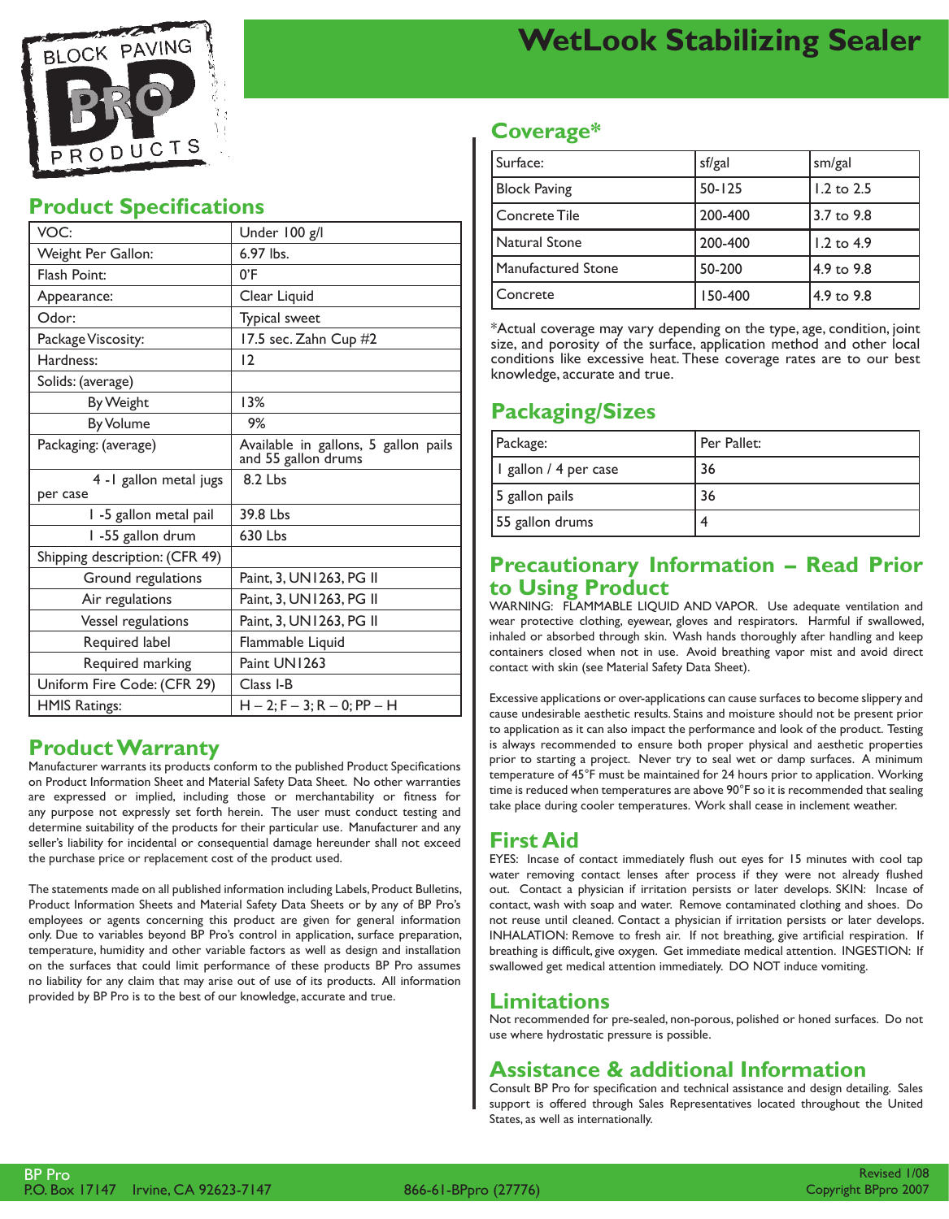# WetLook Stabilizing Sealer

## Product Specifications

| | |
|---|---|
| VOC: | Under 100 g/l |
| Weight Per Gallon: | 6.97 lbs. |
| Flash Point: | 0'F |
| Appearance: | Clear Liquid |
| Odor: | Typical sweet |
| Package Viscosity: | 17.5 sec. Zahn Cup #2 |
| Hardness: | 12 |
| Solids: (average) | |
| By Weight | 13% |
| By Volume | 9% |
| Packaging: (average) | Available in gallons, 5 gallon pails and 55 gallon drums |
| 4 -1 gallon metal jugs per case | 8.2 Lbs |
| 1 -5 gallon metal pail | 39.8 Lbs |
| 1 -55 gallon drum | 630 Lbs |
| Shipping description: (CFR 49) | |
| Ground regulations | Paint, 3, UN1263, PG II |
| Air regulations | Paint, 3, UN1263, PG II |
| Vessel regulations | Paint, 3, UN1263, PG II |
| Required label | Flammable Liquid |
| Required marking | Paint UN1263 |
| Uniform Fire Code: (CFR 29) | Class I-B |
| HMIS Ratings: | H – 2; F – 3; R – 0; PP – H |

## Product Warranty

Manufacturer warrants its products conform to the published Product Specifications on Product Information Sheet and Material Safety Data Sheet. No other warranties are expressed or implied, including those or merchantability or fitness for any purpose not expressly set forth herein. The user must conduct testing and determine suitability of the products for their particular use. Manufacturer and any seller's liability for incidental or consequential damage hereunder shall not exceed the purchase price or replacement cost of the product used.

The statements made on all published information including Labels, Product Bulletins, Product Information Sheets and Material Safety Data Sheets or by any of BP Pro's employees or agents concerning this product are given for general information only. Due to variables beyond BP Pro's control in application, surface preparation, temperature, humidity and other variable factors as well as design and installation on the surfaces that could limit performance of these products BP Pro assumes no liability for any claim that may arise out of use of its products. All information provided by BP Pro is to the best of our knowledge, accurate and true.

## Coverage*

| Surface: | sf/gal | sm/gal |
|---|---|---|
| Block Paving | 50-125 | 1.2 to 2.5 |
| Concrete Tile | 200-400 | 3.7 to 9.8 |
| Natural Stone | 200-400 | 1.2 to 4.9 |
| Manufactured Stone | 50-200 | 4.9 to 9.8 |
| Concrete | 150-400 | 4.9 to 9.8 |

*Actual coverage may vary depending on the type, age, condition, joint size, and porosity of the surface, application method and other local conditions like excessive heat. These coverage rates are to our best knowledge, accurate and true.

## Packaging/Sizes

| Package: | Per Pallet: |
|---|---|
| 1 gallon / 4 per case | 36 |
| 5 gallon pails | 36 |
| 55 gallon drums | 4 |

## Precautionary Information – Read Prior to Using Product

WARNING: FLAMMABLE LIQUID AND VAPOR. Use adequate ventilation and wear protective clothing, eyewear, gloves and respirators. Harmful if swallowed, inhaled or absorbed through skin. Wash hands thoroughly after handling and keep containers closed when not in use. Avoid breathing vapor mist and avoid direct contact with skin (see Material Safety Data Sheet).

Excessive applications or over-applications can cause surfaces to become slippery and cause undesirable aesthetic results. Stains and moisture should not be present prior to application as it can also impact the performance and look of the product. Testing is always recommended to ensure both proper physical and aesthetic properties prior to starting a project. Never try to seal wet or damp surfaces. A minimum temperature of 45°F must be maintained for 24 hours prior to application. Working time is reduced when temperatures are above 90°F so it is recommended that sealing take place during cooler temperatures. Work shall cease in inclement weather.

## First Aid

EYES: Incase of contact immediately flush out eyes for 15 minutes with cool tap water removing contact lenses after process if they were not already flushed out. Contact a physician if irritation persists or later develops. SKIN: Incase of contact, wash with soap and water. Remove contaminated clothing and shoes. Do not reuse until cleaned. Contact a physician if irritation persists or later develops. INHALATION: Remove to fresh air. If not breathing, give artificial respiration. If breathing is difficult, give oxygen. Get immediate medical attention. INGESTION: If swallowed get medical attention immediately. DO NOT induce vomiting.

## Limitations

Not recommended for pre-sealed, non-porous, polished or honed surfaces. Do not use where hydrostatic pressure is possible.

## Assistance & additional Information

Consult BP Pro for specification and technical assistance and design detailing. Sales support is offered through Sales Representatives located throughout the United States, as well as internationally.

BP Pro
P.O. Box 17147 Irvine, CA 92623-7147
866-61-BPpro (27776)
Revised 1/08
Copyright BPpro 2007